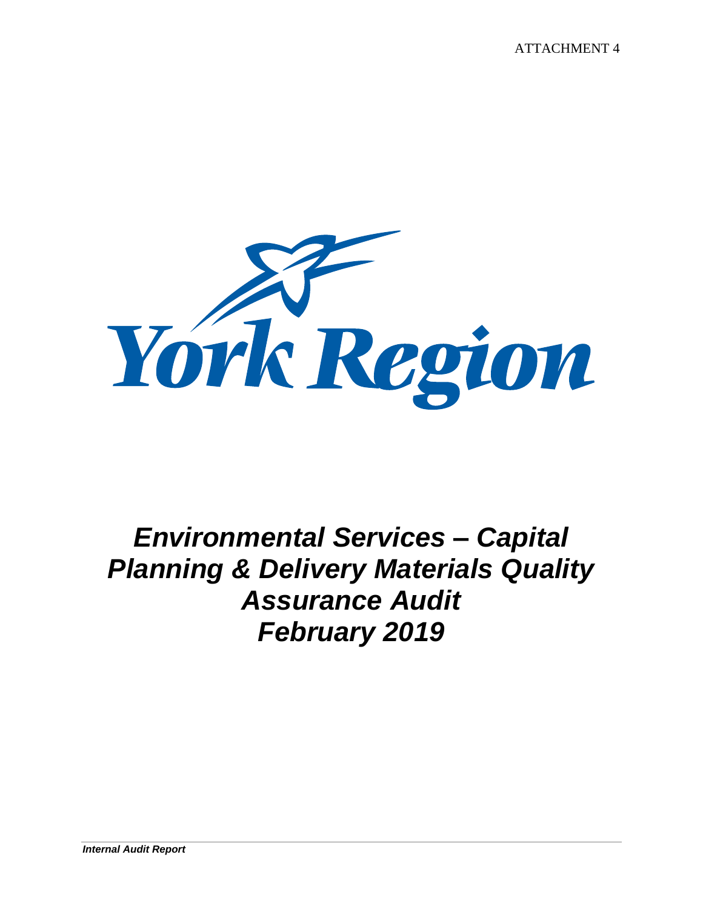ATTACHMENT 4

York Region

# *Environmental Services – Capital Planning & Delivery Materials Quality Assurance Audit February 2019*

***Internal Audit Report***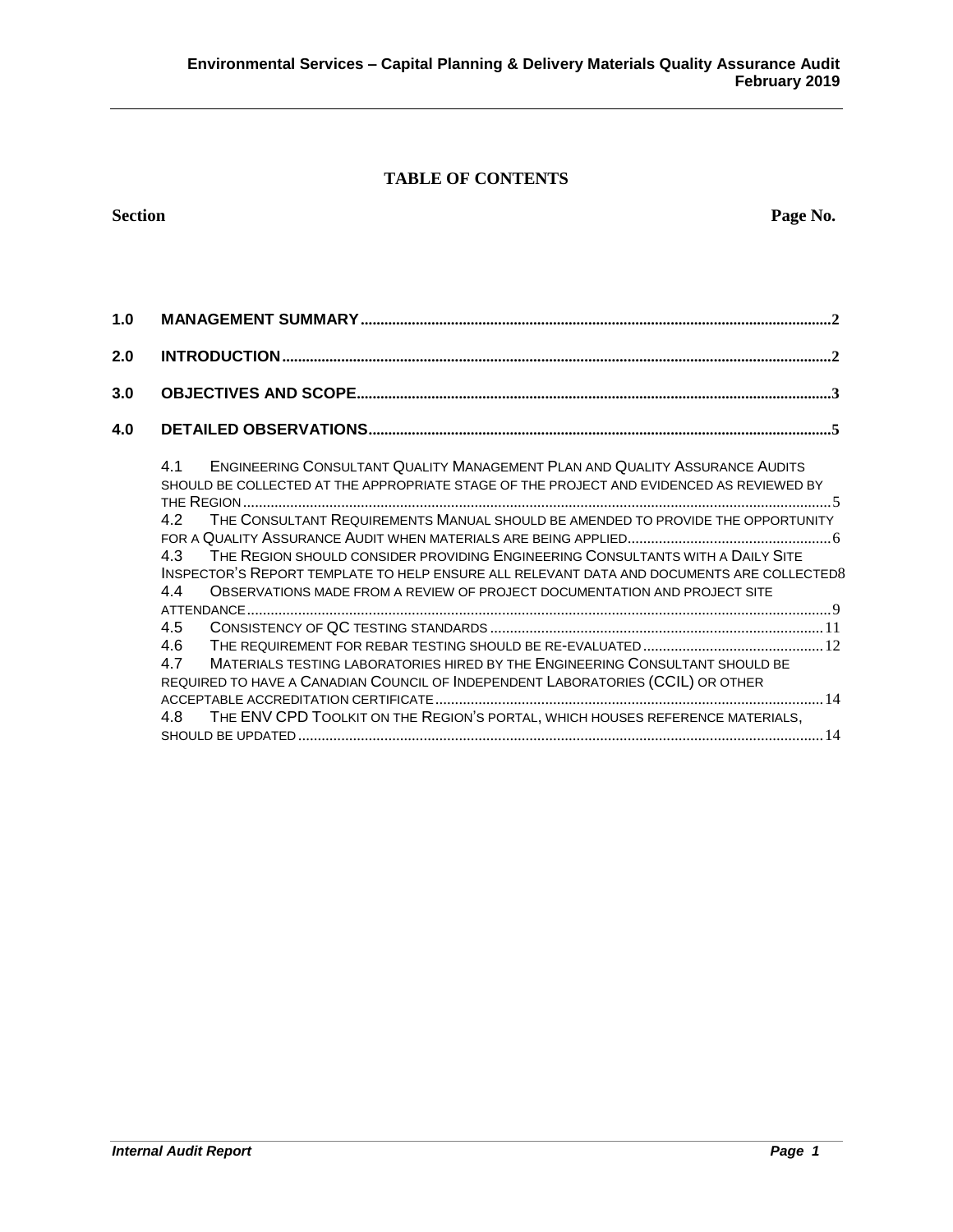## TABLE OF CONTENTS

**Section** **Page No.**

| | | |
|---|---|---|
| **1.0** | **MANAGEMENT SUMMARY** | **2** |
| **2.0** | **INTRODUCTION** | **2** |
| **3.0** | **OBJECTIVES AND SCOPE** | **3** |
| **4.0** | **DETAILED OBSERVATIONS** | **5** |
| 4.1 | ENGINEERING CONSULTANT QUALITY MANAGEMENT PLAN AND QUALITY ASSURANCE AUDITS SHOULD BE COLLECTED AT THE APPROPRIATE STAGE OF THE PROJECT AND EVIDENCED AS REVIEWED BY THE REGION | 5 |
| 4.2 | THE CONSULTANT REQUIREMENTS MANUAL SHOULD BE AMENDED TO PROVIDE THE OPPORTUNITY FOR A QUALITY ASSURANCE AUDIT WHEN MATERIALS ARE BEING APPLIED | 6 |
| 4.3 | THE REGION SHOULD CONSIDER PROVIDING ENGINEERING CONSULTANTS WITH A DAILY SITE INSPECTOR'S REPORT TEMPLATE TO HELP ENSURE ALL RELEVANT DATA AND DOCUMENTS ARE COLLECTED | 8 |
| 4.4 | OBSERVATIONS MADE FROM A REVIEW OF PROJECT DOCUMENTATION AND PROJECT SITE ATTENDANCE | 9 |
| 4.5 | CONSISTENCY OF QC TESTING STANDARDS | 11 |
| 4.6 | THE REQUIREMENT FOR REBAR TESTING SHOULD BE RE-EVALUATED | 12 |
| 4.7 | MATERIALS TESTING LABORATORIES HIRED BY THE ENGINEERING CONSULTANT SHOULD BE REQUIRED TO HAVE A CANADIAN COUNCIL OF INDEPENDENT LABORATORIES (CCIL) OR OTHER ACCEPTABLE ACCREDITATION CERTIFICATE | 14 |
| 4.8 | THE ENV CPD TOOLKIT ON THE REGION'S PORTAL, WHICH HOUSES REFERENCE MATERIALS, SHOULD BE UPDATED | 14 |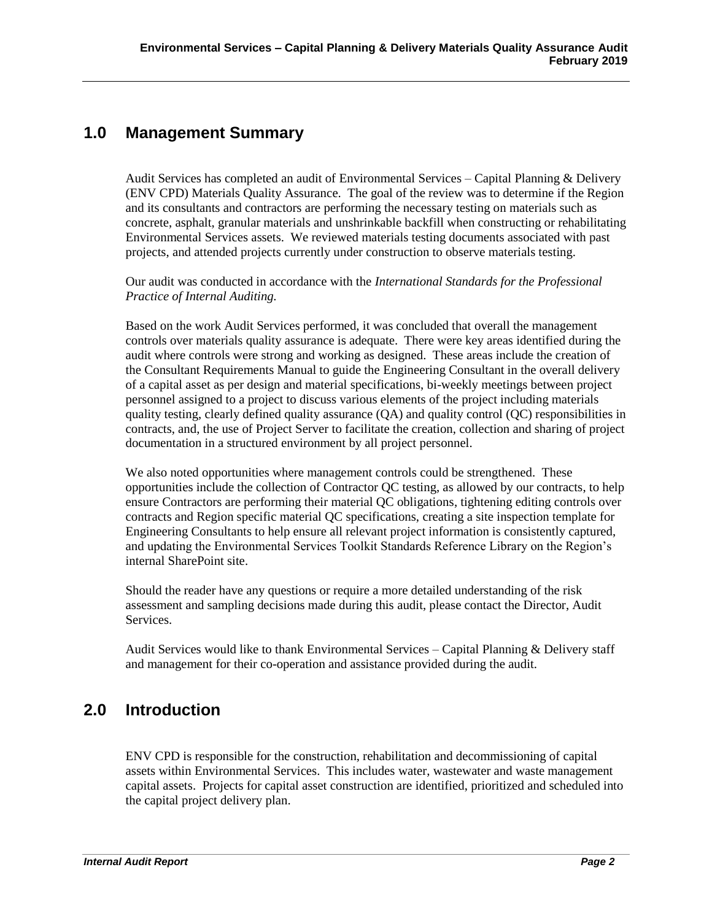## 1.0 Management Summary

Audit Services has completed an audit of Environmental Services – Capital Planning & Delivery (ENV CPD) Materials Quality Assurance. The goal of the review was to determine if the Region and its consultants and contractors are performing the necessary testing on materials such as concrete, asphalt, granular materials and unshrinkable backfill when constructing or rehabilitating Environmental Services assets. We reviewed materials testing documents associated with past projects, and attended projects currently under construction to observe materials testing.

Our audit was conducted in accordance with the *International Standards for the Professional Practice of Internal Auditing.*

Based on the work Audit Services performed, it was concluded that overall the management controls over materials quality assurance is adequate. There were key areas identified during the audit where controls were strong and working as designed. These areas include the creation of the Consultant Requirements Manual to guide the Engineering Consultant in the overall delivery of a capital asset as per design and material specifications, bi-weekly meetings between project personnel assigned to a project to discuss various elements of the project including materials quality testing, clearly defined quality assurance (QA) and quality control (QC) responsibilities in contracts, and, the use of Project Server to facilitate the creation, collection and sharing of project documentation in a structured environment by all project personnel.

We also noted opportunities where management controls could be strengthened. These opportunities include the collection of Contractor QC testing, as allowed by our contracts, to help ensure Contractors are performing their material QC obligations, tightening editing controls over contracts and Region specific material QC specifications, creating a site inspection template for Engineering Consultants to help ensure all relevant project information is consistently captured, and updating the Environmental Services Toolkit Standards Reference Library on the Region's internal SharePoint site.

Should the reader have any questions or require a more detailed understanding of the risk assessment and sampling decisions made during this audit, please contact the Director, Audit Services.

Audit Services would like to thank Environmental Services – Capital Planning & Delivery staff and management for their co-operation and assistance provided during the audit.

## 2.0 Introduction

ENV CPD is responsible for the construction, rehabilitation and decommissioning of capital assets within Environmental Services. This includes water, wastewater and waste management capital assets. Projects for capital asset construction are identified, prioritized and scheduled into the capital project delivery plan.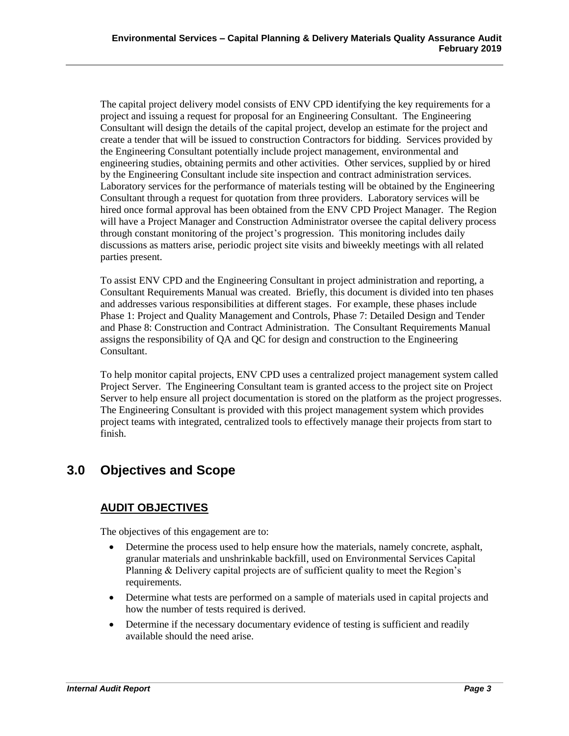The capital project delivery model consists of ENV CPD identifying the key requirements for a project and issuing a request for proposal for an Engineering Consultant. The Engineering Consultant will design the details of the capital project, develop an estimate for the project and create a tender that will be issued to construction Contractors for bidding. Services provided by the Engineering Consultant potentially include project management, environmental and engineering studies, obtaining permits and other activities. Other services, supplied by or hired by the Engineering Consultant include site inspection and contract administration services. Laboratory services for the performance of materials testing will be obtained by the Engineering Consultant through a request for quotation from three providers. Laboratory services will be hired once formal approval has been obtained from the ENV CPD Project Manager. The Region will have a Project Manager and Construction Administrator oversee the capital delivery process through constant monitoring of the project's progression. This monitoring includes daily discussions as matters arise, periodic project site visits and biweekly meetings with all related parties present.

To assist ENV CPD and the Engineering Consultant in project administration and reporting, a Consultant Requirements Manual was created. Briefly, this document is divided into ten phases and addresses various responsibilities at different stages. For example, these phases include Phase 1: Project and Quality Management and Controls, Phase 7: Detailed Design and Tender and Phase 8: Construction and Contract Administration. The Consultant Requirements Manual assigns the responsibility of QA and QC for design and construction to the Engineering Consultant.

To help monitor capital projects, ENV CPD uses a centralized project management system called Project Server. The Engineering Consultant team is granted access to the project site on Project Server to help ensure all project documentation is stored on the platform as the project progresses. The Engineering Consultant is provided with this project management system which provides project teams with integrated, centralized tools to effectively manage their projects from start to finish.

# 3.0 Objectives and Scope

## AUDIT OBJECTIVES

The objectives of this engagement are to:

- Determine the process used to help ensure how the materials, namely concrete, asphalt, granular materials and unshrinkable backfill, used on Environmental Services Capital Planning & Delivery capital projects are of sufficient quality to meet the Region's requirements.
- Determine what tests are performed on a sample of materials used in capital projects and how the number of tests required is derived.
- Determine if the necessary documentary evidence of testing is sufficient and readily available should the need arise.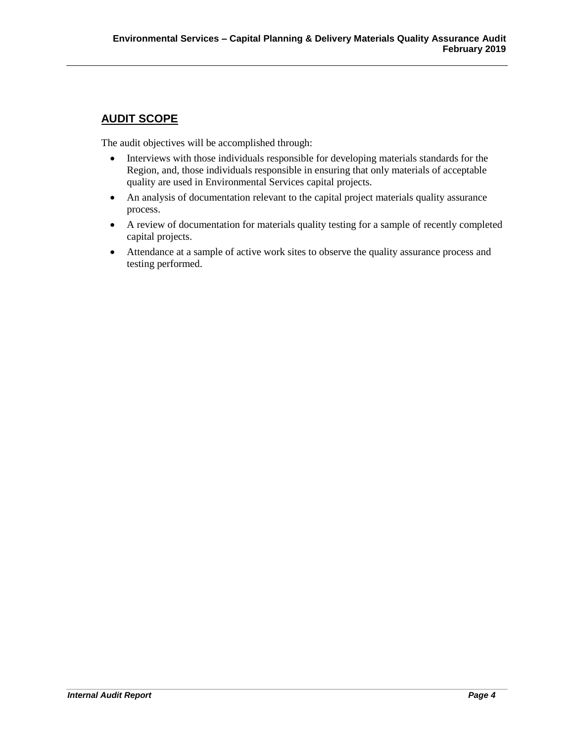## AUDIT SCOPE

The audit objectives will be accomplished through:

- Interviews with those individuals responsible for developing materials standards for the Region, and, those individuals responsible in ensuring that only materials of acceptable quality are used in Environmental Services capital projects.
- An analysis of documentation relevant to the capital project materials quality assurance process.
- A review of documentation for materials quality testing for a sample of recently completed capital projects.
- Attendance at a sample of active work sites to observe the quality assurance process and testing performed.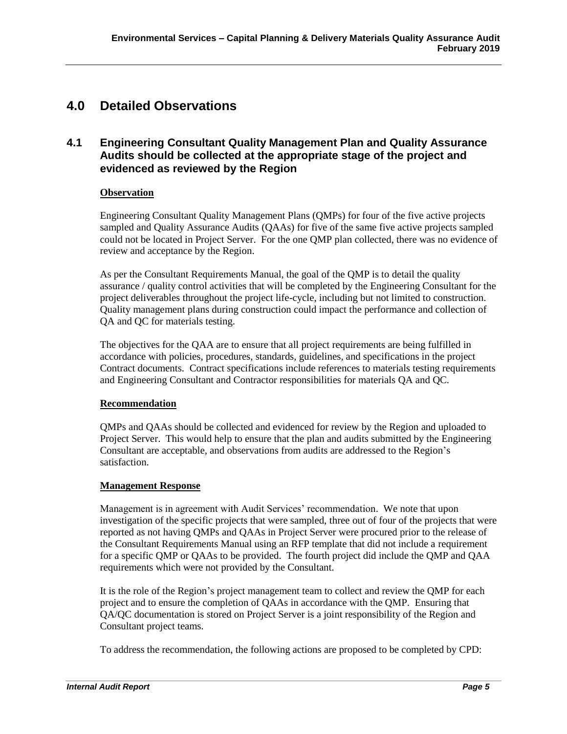# 4.0 Detailed Observations

## 4.1 Engineering Consultant Quality Management Plan and Quality Assurance Audits should be collected at the appropriate stage of the project and evidenced as reviewed by the Region

**Observation**

Engineering Consultant Quality Management Plans (QMPs) for four of the five active projects sampled and Quality Assurance Audits (QAAs) for five of the same five active projects sampled could not be located in Project Server. For the one QMP plan collected, there was no evidence of review and acceptance by the Region.

As per the Consultant Requirements Manual, the goal of the QMP is to detail the quality assurance / quality control activities that will be completed by the Engineering Consultant for the project deliverables throughout the project life-cycle, including but not limited to construction. Quality management plans during construction could impact the performance and collection of QA and QC for materials testing.

The objectives for the QAA are to ensure that all project requirements are being fulfilled in accordance with policies, procedures, standards, guidelines, and specifications in the project Contract documents. Contract specifications include references to materials testing requirements and Engineering Consultant and Contractor responsibilities for materials QA and QC.

**Recommendation**

QMPs and QAAs should be collected and evidenced for review by the Region and uploaded to Project Server. This would help to ensure that the plan and audits submitted by the Engineering Consultant are acceptable, and observations from audits are addressed to the Region's satisfaction.

**Management Response**

Management is in agreement with Audit Services' recommendation. We note that upon investigation of the specific projects that were sampled, three out of four of the projects that were reported as not having QMPs and QAAs in Project Server were procured prior to the release of the Consultant Requirements Manual using an RFP template that did not include a requirement for a specific QMP or QAAs to be provided. The fourth project did include the QMP and QAA requirements which were not provided by the Consultant.

It is the role of the Region's project management team to collect and review the QMP for each project and to ensure the completion of QAAs in accordance with the QMP. Ensuring that QA/QC documentation is stored on Project Server is a joint responsibility of the Region and Consultant project teams.

To address the recommendation, the following actions are proposed to be completed by CPD: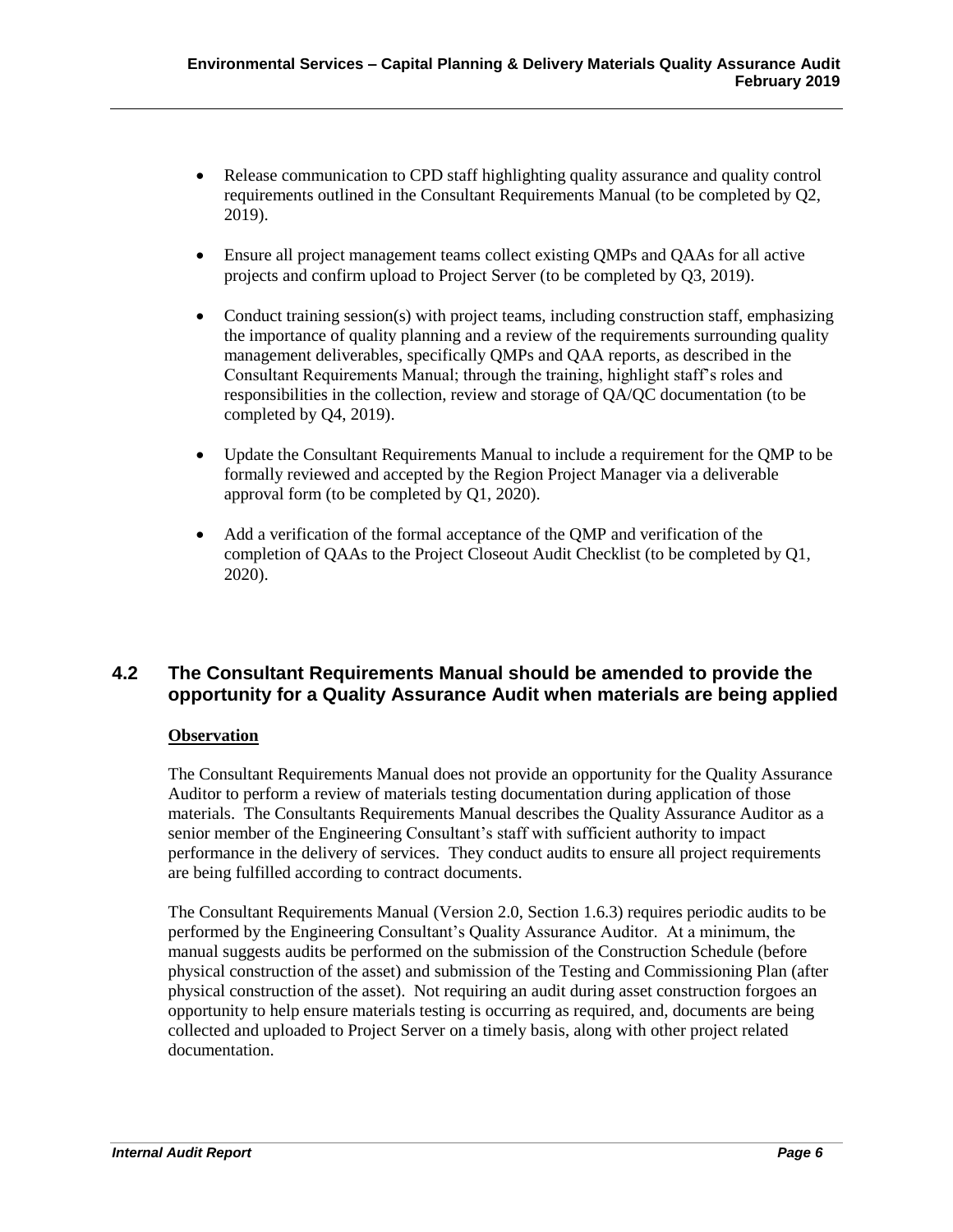- Release communication to CPD staff highlighting quality assurance and quality control requirements outlined in the Consultant Requirements Manual (to be completed by Q2, 2019).
- Ensure all project management teams collect existing QMPs and QAAs for all active projects and confirm upload to Project Server (to be completed by Q3, 2019).
- Conduct training session(s) with project teams, including construction staff, emphasizing the importance of quality planning and a review of the requirements surrounding quality management deliverables, specifically QMPs and QAA reports, as described in the Consultant Requirements Manual; through the training, highlight staff's roles and responsibilities in the collection, review and storage of QA/QC documentation (to be completed by Q4, 2019).
- Update the Consultant Requirements Manual to include a requirement for the QMP to be formally reviewed and accepted by the Region Project Manager via a deliverable approval form (to be completed by Q1, 2020).
- Add a verification of the formal acceptance of the QMP and verification of the completion of QAAs to the Project Closeout Audit Checklist (to be completed by Q1, 2020).

## 4.2 The Consultant Requirements Manual should be amended to provide the opportunity for a Quality Assurance Audit when materials are being applied

**Observation**

The Consultant Requirements Manual does not provide an opportunity for the Quality Assurance Auditor to perform a review of materials testing documentation during application of those materials. The Consultants Requirements Manual describes the Quality Assurance Auditor as a senior member of the Engineering Consultant's staff with sufficient authority to impact performance in the delivery of services. They conduct audits to ensure all project requirements are being fulfilled according to contract documents.

The Consultant Requirements Manual (Version 2.0, Section 1.6.3) requires periodic audits to be performed by the Engineering Consultant's Quality Assurance Auditor. At a minimum, the manual suggests audits be performed on the submission of the Construction Schedule (before physical construction of the asset) and submission of the Testing and Commissioning Plan (after physical construction of the asset). Not requiring an audit during asset construction forgoes an opportunity to help ensure materials testing is occurring as required, and, documents are being collected and uploaded to Project Server on a timely basis, along with other project related documentation.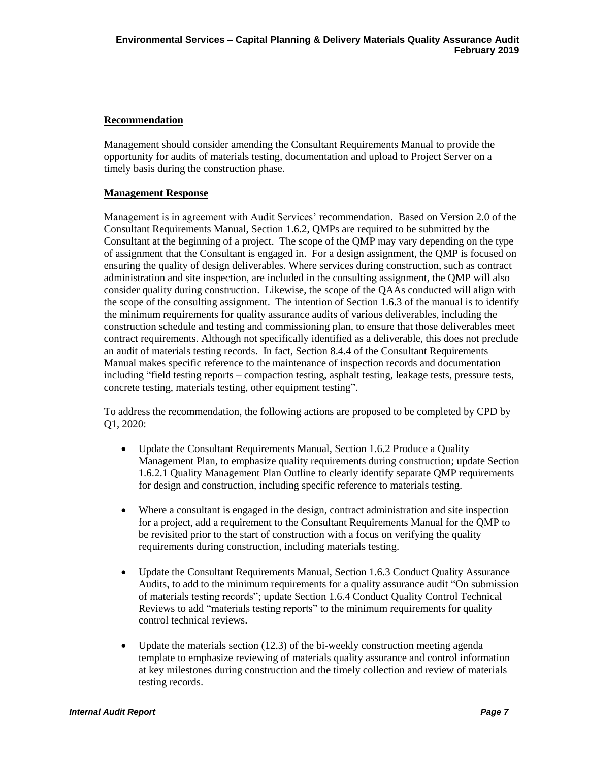**Recommendation**

Management should consider amending the Consultant Requirements Manual to provide the opportunity for audits of materials testing, documentation and upload to Project Server on a timely basis during the construction phase.

**Management Response**

Management is in agreement with Audit Services' recommendation. Based on Version 2.0 of the Consultant Requirements Manual, Section 1.6.2, QMPs are required to be submitted by the Consultant at the beginning of a project. The scope of the QMP may vary depending on the type of assignment that the Consultant is engaged in. For a design assignment, the QMP is focused on ensuring the quality of design deliverables. Where services during construction, such as contract administration and site inspection, are included in the consulting assignment, the QMP will also consider quality during construction. Likewise, the scope of the QAAs conducted will align with the scope of the consulting assignment. The intention of Section 1.6.3 of the manual is to identify the minimum requirements for quality assurance audits of various deliverables, including the construction schedule and testing and commissioning plan, to ensure that those deliverables meet contract requirements. Although not specifically identified as a deliverable, this does not preclude an audit of materials testing records. In fact, Section 8.4.4 of the Consultant Requirements Manual makes specific reference to the maintenance of inspection records and documentation including "field testing reports – compaction testing, asphalt testing, leakage tests, pressure tests, concrete testing, materials testing, other equipment testing".

To address the recommendation, the following actions are proposed to be completed by CPD by Q1, 2020:

- Update the Consultant Requirements Manual, Section 1.6.2 Produce a Quality Management Plan, to emphasize quality requirements during construction; update Section 1.6.2.1 Quality Management Plan Outline to clearly identify separate QMP requirements for design and construction, including specific reference to materials testing.

- Where a consultant is engaged in the design, contract administration and site inspection for a project, add a requirement to the Consultant Requirements Manual for the QMP to be revisited prior to the start of construction with a focus on verifying the quality requirements during construction, including materials testing.

- Update the Consultant Requirements Manual, Section 1.6.3 Conduct Quality Assurance Audits, to add to the minimum requirements for a quality assurance audit "On submission of materials testing records"; update Section 1.6.4 Conduct Quality Control Technical Reviews to add "materials testing reports" to the minimum requirements for quality control technical reviews.

- Update the materials section (12.3) of the bi-weekly construction meeting agenda template to emphasize reviewing of materials quality assurance and control information at key milestones during construction and the timely collection and review of materials testing records.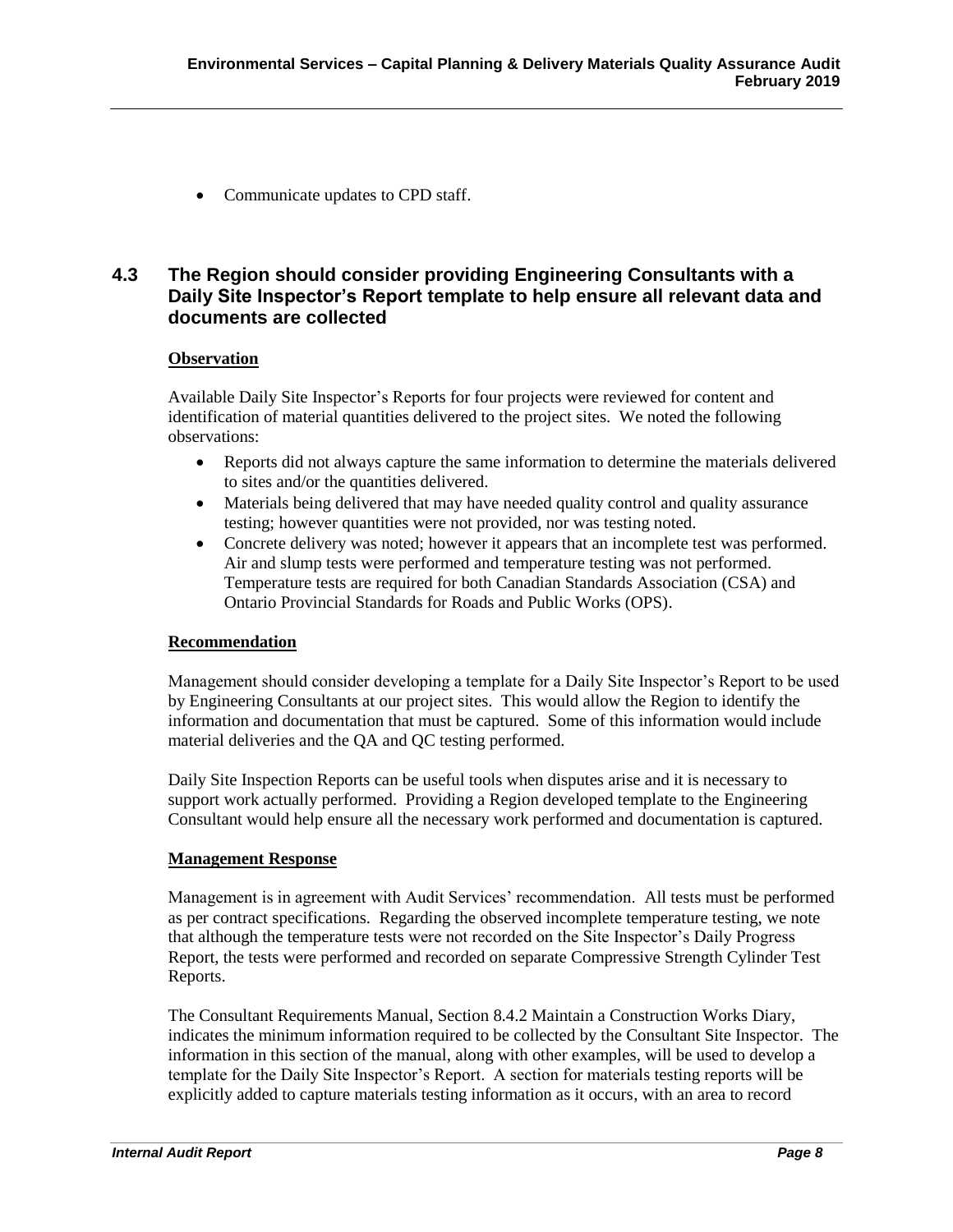- Communicate updates to CPD staff.

## 4.3 The Region should consider providing Engineering Consultants with a Daily Site Inspector's Report template to help ensure all relevant data and documents are collected

**Observation**

Available Daily Site Inspector's Reports for four projects were reviewed for content and identification of material quantities delivered to the project sites. We noted the following observations:

- Reports did not always capture the same information to determine the materials delivered to sites and/or the quantities delivered.
- Materials being delivered that may have needed quality control and quality assurance testing; however quantities were not provided, nor was testing noted.
- Concrete delivery was noted; however it appears that an incomplete test was performed. Air and slump tests were performed and temperature testing was not performed. Temperature tests are required for both Canadian Standards Association (CSA) and Ontario Provincial Standards for Roads and Public Works (OPS).

**Recommendation**

Management should consider developing a template for a Daily Site Inspector's Report to be used by Engineering Consultants at our project sites. This would allow the Region to identify the information and documentation that must be captured. Some of this information would include material deliveries and the QA and QC testing performed.

Daily Site Inspection Reports can be useful tools when disputes arise and it is necessary to support work actually performed. Providing a Region developed template to the Engineering Consultant would help ensure all the necessary work performed and documentation is captured.

**Management Response**

Management is in agreement with Audit Services' recommendation. All tests must be performed as per contract specifications. Regarding the observed incomplete temperature testing, we note that although the temperature tests were not recorded on the Site Inspector's Daily Progress Report, the tests were performed and recorded on separate Compressive Strength Cylinder Test Reports.

The Consultant Requirements Manual, Section 8.4.2 Maintain a Construction Works Diary, indicates the minimum information required to be collected by the Consultant Site Inspector. The information in this section of the manual, along with other examples, will be used to develop a template for the Daily Site Inspector's Report. A section for materials testing reports will be explicitly added to capture materials testing information as it occurs, with an area to record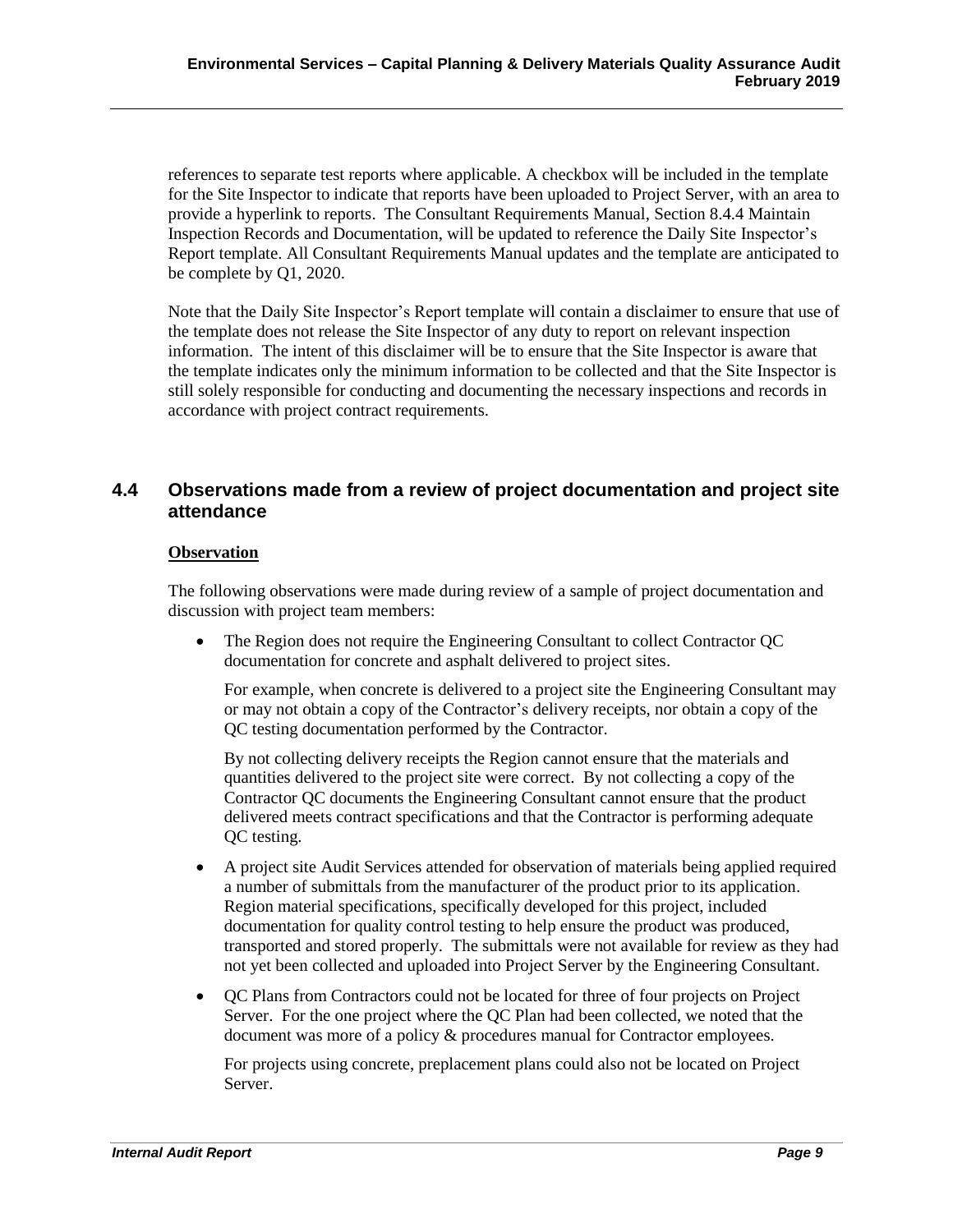references to separate test reports where applicable. A checkbox will be included in the template for the Site Inspector to indicate that reports have been uploaded to Project Server, with an area to provide a hyperlink to reports. The Consultant Requirements Manual, Section 8.4.4 Maintain Inspection Records and Documentation, will be updated to reference the Daily Site Inspector's Report template. All Consultant Requirements Manual updates and the template are anticipated to be complete by Q1, 2020.

Note that the Daily Site Inspector's Report template will contain a disclaimer to ensure that use of the template does not release the Site Inspector of any duty to report on relevant inspection information. The intent of this disclaimer will be to ensure that the Site Inspector is aware that the template indicates only the minimum information to be collected and that the Site Inspector is still solely responsible for conducting and documenting the necessary inspections and records in accordance with project contract requirements.

## 4.4 Observations made from a review of project documentation and project site attendance

**Observation**

The following observations were made during review of a sample of project documentation and discussion with project team members:

- The Region does not require the Engineering Consultant to collect Contractor QC documentation for concrete and asphalt delivered to project sites.

  For example, when concrete is delivered to a project site the Engineering Consultant may or may not obtain a copy of the Contractor's delivery receipts, nor obtain a copy of the QC testing documentation performed by the Contractor.

  By not collecting delivery receipts the Region cannot ensure that the materials and quantities delivered to the project site were correct. By not collecting a copy of the Contractor QC documents the Engineering Consultant cannot ensure that the product delivered meets contract specifications and that the Contractor is performing adequate QC testing.

- A project site Audit Services attended for observation of materials being applied required a number of submittals from the manufacturer of the product prior to its application. Region material specifications, specifically developed for this project, included documentation for quality control testing to help ensure the product was produced, transported and stored properly. The submittals were not available for review as they had not yet been collected and uploaded into Project Server by the Engineering Consultant.

- QC Plans from Contractors could not be located for three of four projects on Project Server. For the one project where the QC Plan had been collected, we noted that the document was more of a policy & procedures manual for Contractor employees.

  For projects using concrete, preplacement plans could also not be located on Project Server.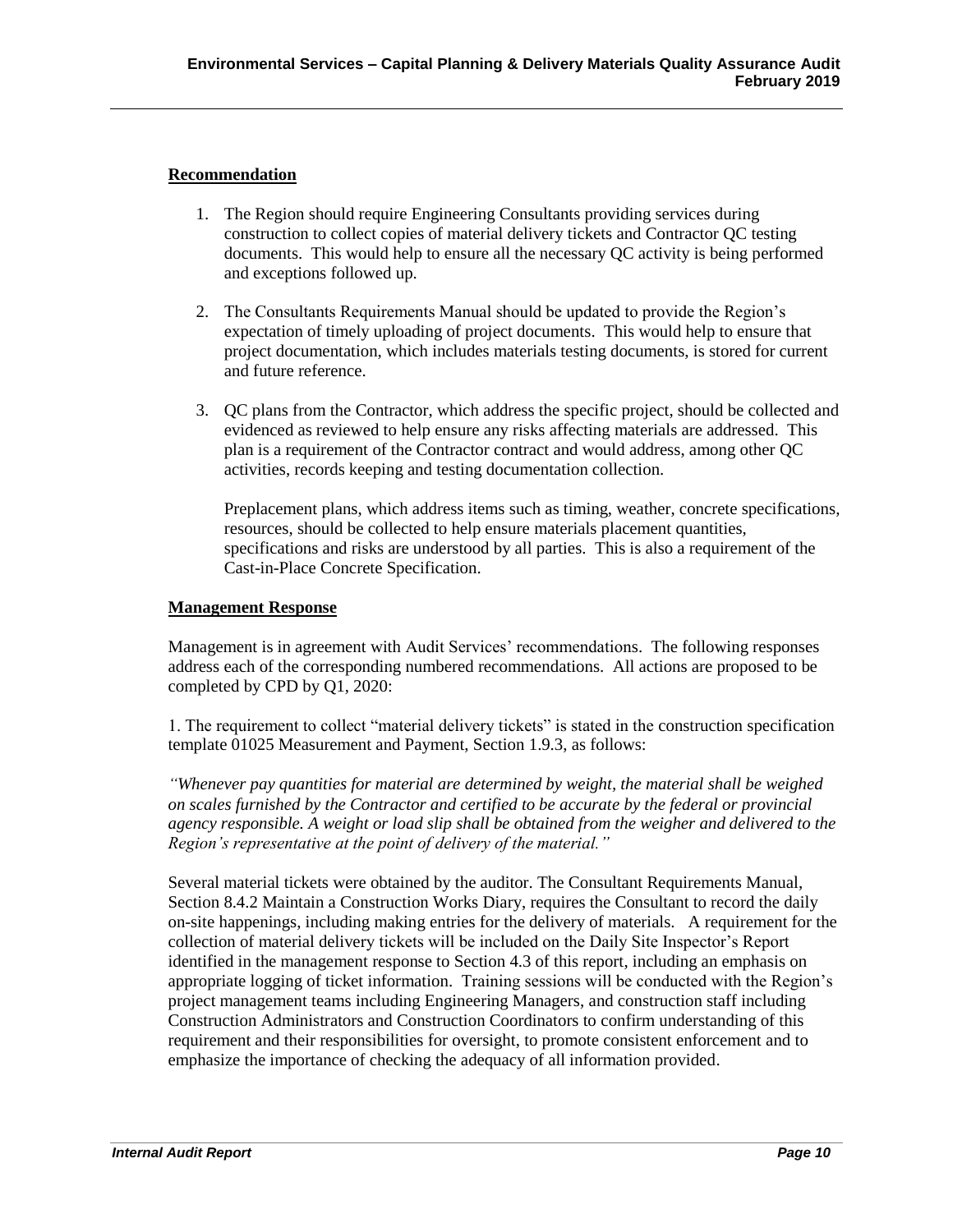### Recommendation

1. The Region should require Engineering Consultants providing services during construction to collect copies of material delivery tickets and Contractor QC testing documents. This would help to ensure all the necessary QC activity is being performed and exceptions followed up.

2. The Consultants Requirements Manual should be updated to provide the Region's expectation of timely uploading of project documents. This would help to ensure that project documentation, which includes materials testing documents, is stored for current and future reference.

3. QC plans from the Contractor, which address the specific project, should be collected and evidenced as reviewed to help ensure any risks affecting materials are addressed. This plan is a requirement of the Contractor contract and would address, among other QC activities, records keeping and testing documentation collection.

   Preplacement plans, which address items such as timing, weather, concrete specifications, resources, should be collected to help ensure materials placement quantities, specifications and risks are understood by all parties. This is also a requirement of the Cast-in-Place Concrete Specification.

### Management Response

Management is in agreement with Audit Services' recommendations. The following responses address each of the corresponding numbered recommendations. All actions are proposed to be completed by CPD by Q1, 2020:

1. The requirement to collect "material delivery tickets" is stated in the construction specification template 01025 Measurement and Payment, Section 1.9.3, as follows:

*"Whenever pay quantities for material are determined by weight, the material shall be weighed on scales furnished by the Contractor and certified to be accurate by the federal or provincial agency responsible. A weight or load slip shall be obtained from the weigher and delivered to the Region's representative at the point of delivery of the material."*

Several material tickets were obtained by the auditor. The Consultant Requirements Manual, Section 8.4.2 Maintain a Construction Works Diary, requires the Consultant to record the daily on-site happenings, including making entries for the delivery of materials. A requirement for the collection of material delivery tickets will be included on the Daily Site Inspector's Report identified in the management response to Section 4.3 of this report, including an emphasis on appropriate logging of ticket information. Training sessions will be conducted with the Region's project management teams including Engineering Managers, and construction staff including Construction Administrators and Construction Coordinators to confirm understanding of this requirement and their responsibilities for oversight, to promote consistent enforcement and to emphasize the importance of checking the adequacy of all information provided.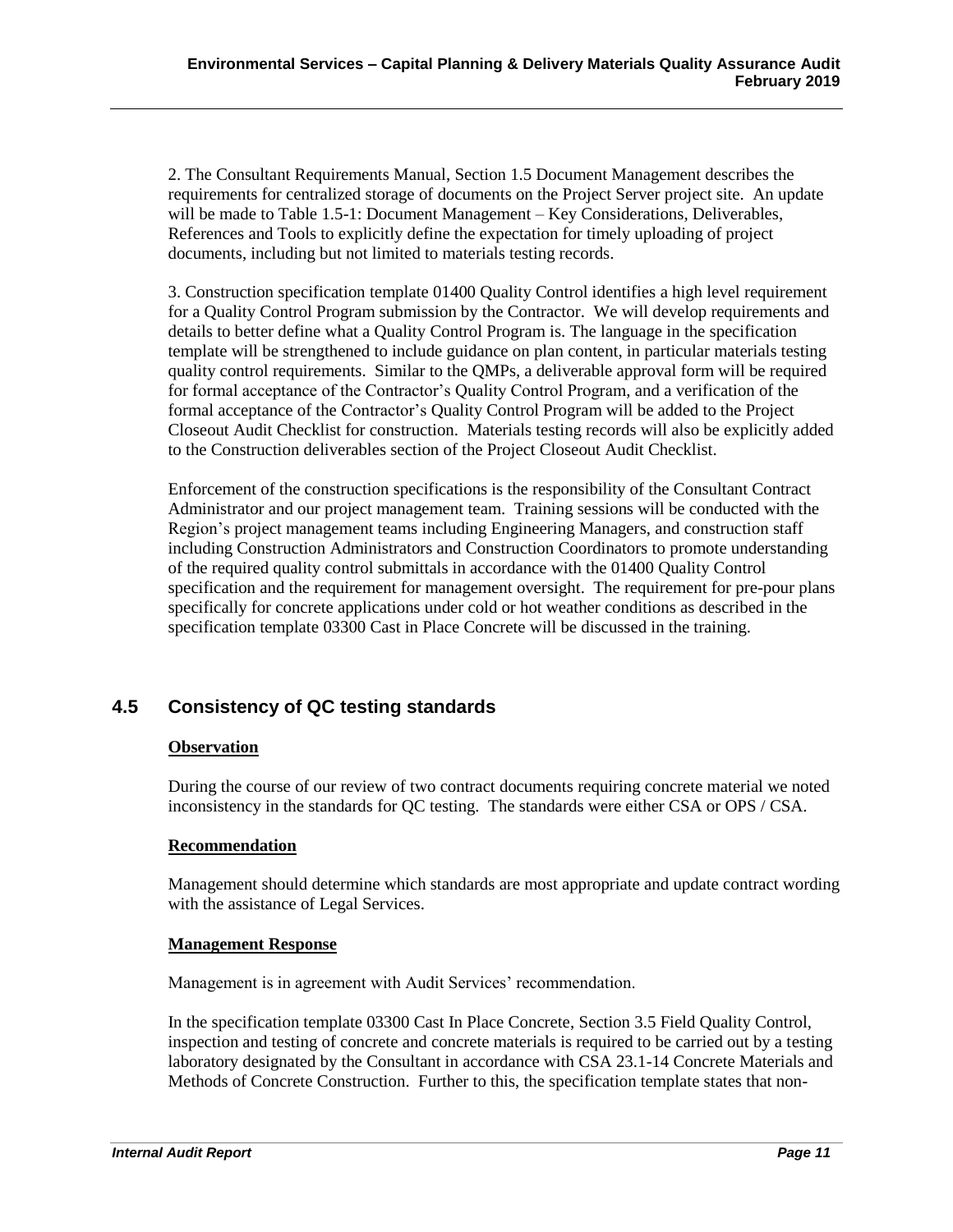2. The Consultant Requirements Manual, Section 1.5 Document Management describes the requirements for centralized storage of documents on the Project Server project site. An update will be made to Table 1.5-1: Document Management – Key Considerations, Deliverables, References and Tools to explicitly define the expectation for timely uploading of project documents, including but not limited to materials testing records.

3. Construction specification template 01400 Quality Control identifies a high level requirement for a Quality Control Program submission by the Contractor. We will develop requirements and details to better define what a Quality Control Program is. The language in the specification template will be strengthened to include guidance on plan content, in particular materials testing quality control requirements. Similar to the QMPs, a deliverable approval form will be required for formal acceptance of the Contractor's Quality Control Program, and a verification of the formal acceptance of the Contractor's Quality Control Program will be added to the Project Closeout Audit Checklist for construction. Materials testing records will also be explicitly added to the Construction deliverables section of the Project Closeout Audit Checklist.

Enforcement of the construction specifications is the responsibility of the Consultant Contract Administrator and our project management team. Training sessions will be conducted with the Region's project management teams including Engineering Managers, and construction staff including Construction Administrators and Construction Coordinators to promote understanding of the required quality control submittals in accordance with the 01400 Quality Control specification and the requirement for management oversight. The requirement for pre-pour plans specifically for concrete applications under cold or hot weather conditions as described in the specification template 03300 Cast in Place Concrete will be discussed in the training.

## 4.5 Consistency of QC testing standards

**Observation**

During the course of our review of two contract documents requiring concrete material we noted inconsistency in the standards for QC testing. The standards were either CSA or OPS / CSA.

**Recommendation**

Management should determine which standards are most appropriate and update contract wording with the assistance of Legal Services.

**Management Response**

Management is in agreement with Audit Services' recommendation.

In the specification template 03300 Cast In Place Concrete, Section 3.5 Field Quality Control, inspection and testing of concrete and concrete materials is required to be carried out by a testing laboratory designated by the Consultant in accordance with CSA 23.1-14 Concrete Materials and Methods of Concrete Construction. Further to this, the specification template states that non-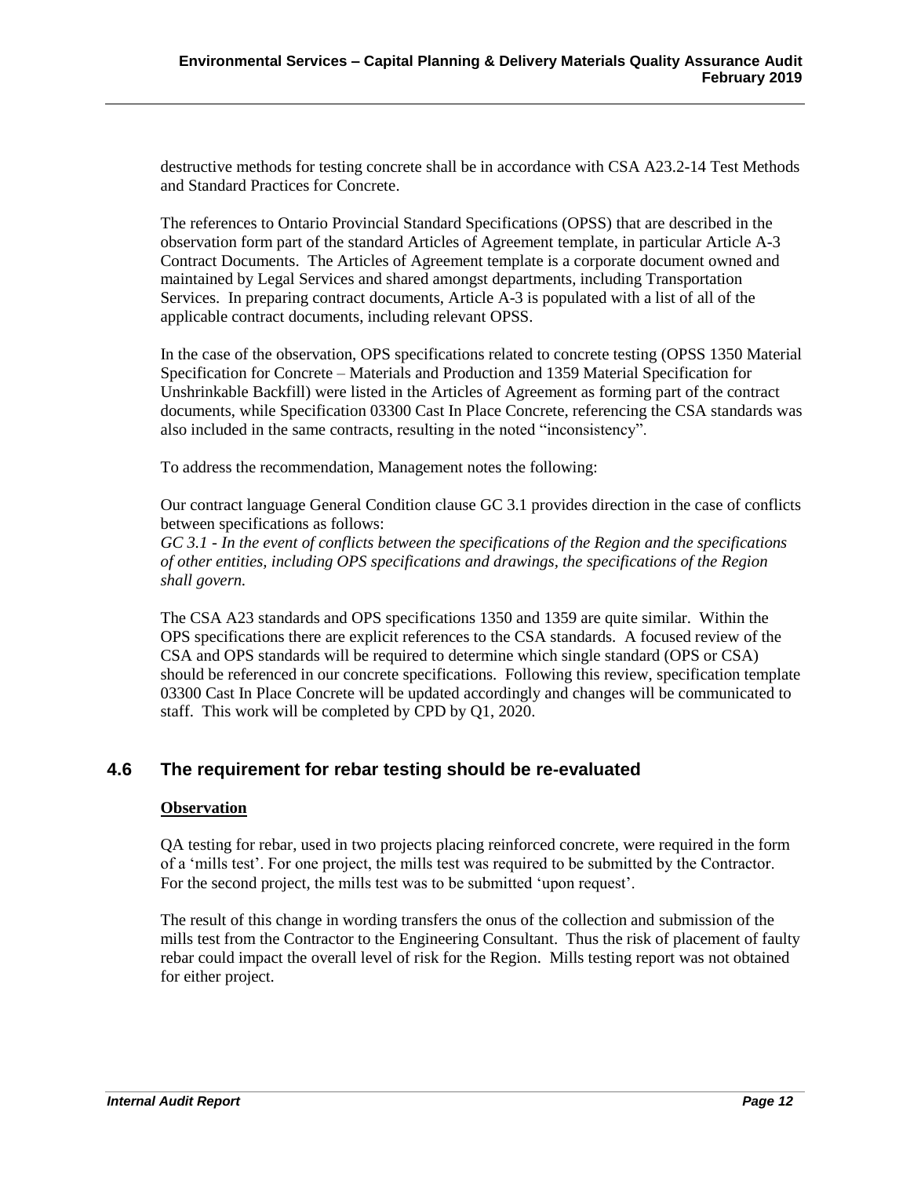destructive methods for testing concrete shall be in accordance with CSA A23.2-14 Test Methods and Standard Practices for Concrete.

The references to Ontario Provincial Standard Specifications (OPSS) that are described in the observation form part of the standard Articles of Agreement template, in particular Article A-3 Contract Documents. The Articles of Agreement template is a corporate document owned and maintained by Legal Services and shared amongst departments, including Transportation Services. In preparing contract documents, Article A-3 is populated with a list of all of the applicable contract documents, including relevant OPSS.

In the case of the observation, OPS specifications related to concrete testing (OPSS 1350 Material Specification for Concrete – Materials and Production and 1359 Material Specification for Unshrinkable Backfill) were listed in the Articles of Agreement as forming part of the contract documents, while Specification 03300 Cast In Place Concrete, referencing the CSA standards was also included in the same contracts, resulting in the noted "inconsistency".

To address the recommendation, Management notes the following:

Our contract language General Condition clause GC 3.1 provides direction in the case of conflicts between specifications as follows:
*GC 3.1 - In the event of conflicts between the specifications of the Region and the specifications of other entities, including OPS specifications and drawings, the specifications of the Region shall govern.*

The CSA A23 standards and OPS specifications 1350 and 1359 are quite similar. Within the OPS specifications there are explicit references to the CSA standards. A focused review of the CSA and OPS standards will be required to determine which single standard (OPS or CSA) should be referenced in our concrete specifications. Following this review, specification template 03300 Cast In Place Concrete will be updated accordingly and changes will be communicated to staff. This work will be completed by CPD by Q1, 2020.

## 4.6 The requirement for rebar testing should be re-evaluated

**Observation**

QA testing for rebar, used in two projects placing reinforced concrete, were required in the form of a 'mills test'. For one project, the mills test was required to be submitted by the Contractor. For the second project, the mills test was to be submitted 'upon request'.

The result of this change in wording transfers the onus of the collection and submission of the mills test from the Contractor to the Engineering Consultant. Thus the risk of placement of faulty rebar could impact the overall level of risk for the Region. Mills testing report was not obtained for either project.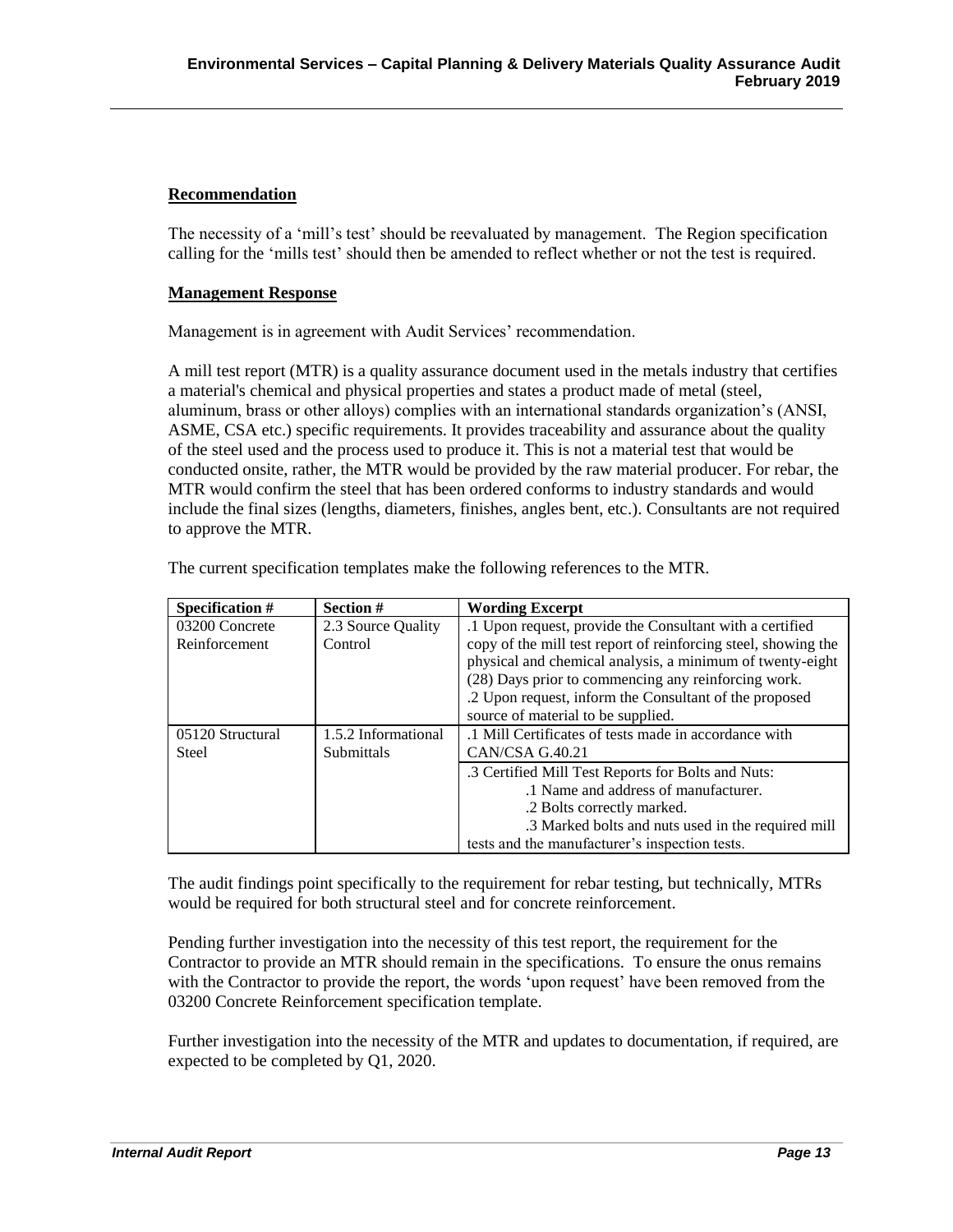**Recommendation**

The necessity of a 'mill's test' should be reevaluated by management. The Region specification calling for the 'mills test' should then be amended to reflect whether or not the test is required.

**Management Response**

Management is in agreement with Audit Services' recommendation.

A mill test report (MTR) is a quality assurance document used in the metals industry that certifies a material's chemical and physical properties and states a product made of metal (steel, aluminum, brass or other alloys) complies with an international standards organization's (ANSI, ASME, CSA etc.) specific requirements. It provides traceability and assurance about the quality of the steel used and the process used to produce it. This is not a material test that would be conducted onsite, rather, the MTR would be provided by the raw material producer. For rebar, the MTR would confirm the steel that has been ordered conforms to industry standards and would include the final sizes (lengths, diameters, finishes, angles bent, etc.). Consultants are not required to approve the MTR.

The current specification templates make the following references to the MTR.

| Specification # | Section # | Wording Excerpt |
|---|---|---|
| 03200 Concrete Reinforcement | 2.3 Source Quality Control | .1 Upon request, provide the Consultant with a certified copy of the mill test report of reinforcing steel, showing the physical and chemical analysis, a minimum of twenty-eight (28) Days prior to commencing any reinforcing work.<br>.2 Upon request, inform the Consultant of the proposed source of material to be supplied. |
| 05120 Structural Steel | 1.5.2 Informational Submittals | .1 Mill Certificates of tests made in accordance with CAN/CSA G.40.21 |
| | | .3 Certified Mill Test Reports for Bolts and Nuts:<br>.1 Name and address of manufacturer.<br>.2 Bolts correctly marked.<br>.3 Marked bolts and nuts used in the required mill tests and the manufacturer's inspection tests. |

The audit findings point specifically to the requirement for rebar testing, but technically, MTRs would be required for both structural steel and for concrete reinforcement.

Pending further investigation into the necessity of this test report, the requirement for the Contractor to provide an MTR should remain in the specifications. To ensure the onus remains with the Contractor to provide the report, the words 'upon request' have been removed from the 03200 Concrete Reinforcement specification template.

Further investigation into the necessity of the MTR and updates to documentation, if required, are expected to be completed by Q1, 2020.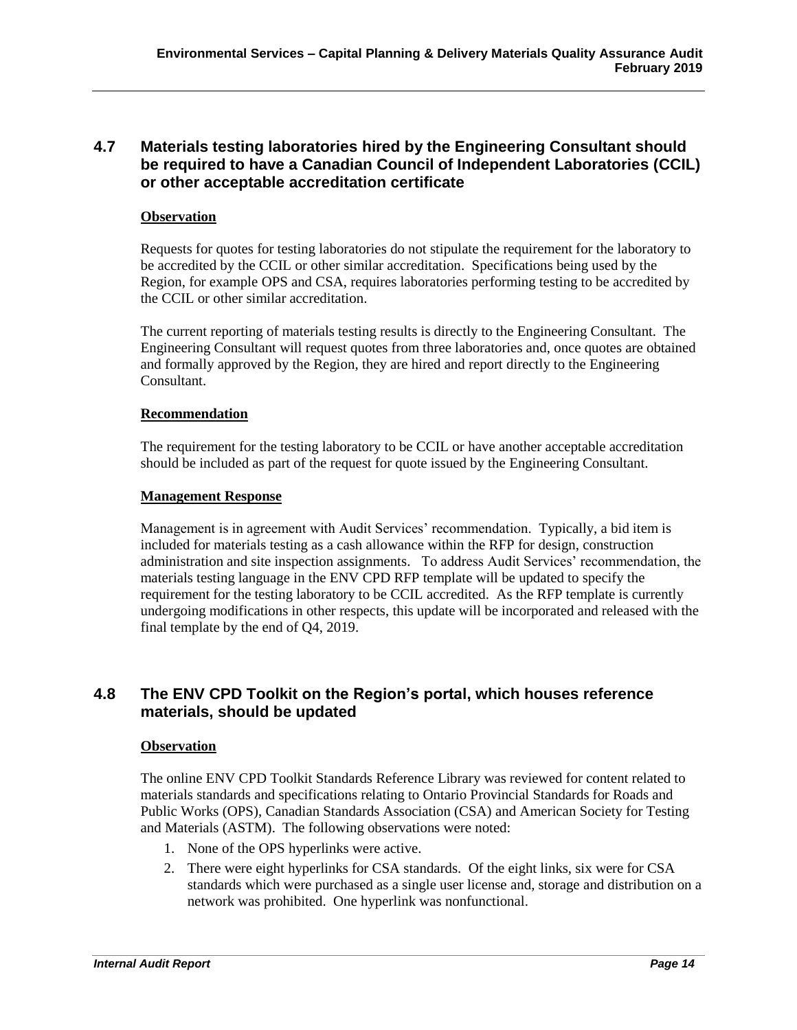## 4.7 Materials testing laboratories hired by the Engineering Consultant should be required to have a Canadian Council of Independent Laboratories (CCIL) or other acceptable accreditation certificate

**Observation**

Requests for quotes for testing laboratories do not stipulate the requirement for the laboratory to be accredited by the CCIL or other similar accreditation. Specifications being used by the Region, for example OPS and CSA, requires laboratories performing testing to be accredited by the CCIL or other similar accreditation.

The current reporting of materials testing results is directly to the Engineering Consultant. The Engineering Consultant will request quotes from three laboratories and, once quotes are obtained and formally approved by the Region, they are hired and report directly to the Engineering Consultant.

**Recommendation**

The requirement for the testing laboratory to be CCIL or have another acceptable accreditation should be included as part of the request for quote issued by the Engineering Consultant.

**Management Response**

Management is in agreement with Audit Services' recommendation. Typically, a bid item is included for materials testing as a cash allowance within the RFP for design, construction administration and site inspection assignments. To address Audit Services' recommendation, the materials testing language in the ENV CPD RFP template will be updated to specify the requirement for the testing laboratory to be CCIL accredited. As the RFP template is currently undergoing modifications in other respects, this update will be incorporated and released with the final template by the end of Q4, 2019.

## 4.8 The ENV CPD Toolkit on the Region's portal, which houses reference materials, should be updated

**Observation**

The online ENV CPD Toolkit Standards Reference Library was reviewed for content related to materials standards and specifications relating to Ontario Provincial Standards for Roads and Public Works (OPS), Canadian Standards Association (CSA) and American Society for Testing and Materials (ASTM). The following observations were noted:

1. None of the OPS hyperlinks were active.
2. There were eight hyperlinks for CSA standards. Of the eight links, six were for CSA standards which were purchased as a single user license and, storage and distribution on a network was prohibited. One hyperlink was nonfunctional.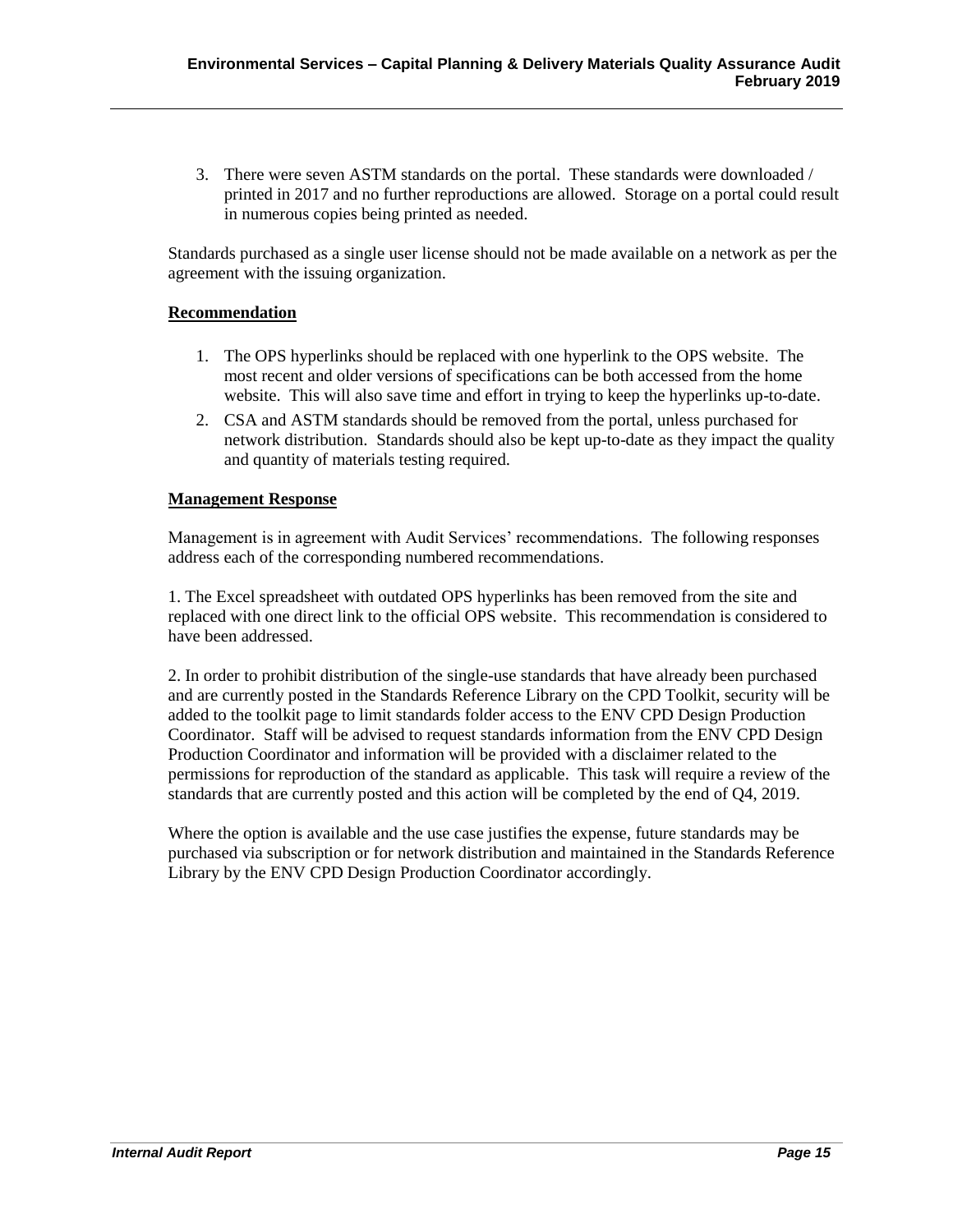3. There were seven ASTM standards on the portal. These standards were downloaded / printed in 2017 and no further reproductions are allowed. Storage on a portal could result in numerous copies being printed as needed.

Standards purchased as a single user license should not be made available on a network as per the agreement with the issuing organization.

**Recommendation**

1. The OPS hyperlinks should be replaced with one hyperlink to the OPS website. The most recent and older versions of specifications can be both accessed from the home website. This will also save time and effort in trying to keep the hyperlinks up-to-date.
2. CSA and ASTM standards should be removed from the portal, unless purchased for network distribution. Standards should also be kept up-to-date as they impact the quality and quantity of materials testing required.

**Management Response**

Management is in agreement with Audit Services' recommendations. The following responses address each of the corresponding numbered recommendations.

1. The Excel spreadsheet with outdated OPS hyperlinks has been removed from the site and replaced with one direct link to the official OPS website. This recommendation is considered to have been addressed.

2. In order to prohibit distribution of the single-use standards that have already been purchased and are currently posted in the Standards Reference Library on the CPD Toolkit, security will be added to the toolkit page to limit standards folder access to the ENV CPD Design Production Coordinator. Staff will be advised to request standards information from the ENV CPD Design Production Coordinator and information will be provided with a disclaimer related to the permissions for reproduction of the standard as applicable. This task will require a review of the standards that are currently posted and this action will be completed by the end of Q4, 2019.

Where the option is available and the use case justifies the expense, future standards may be purchased via subscription or for network distribution and maintained in the Standards Reference Library by the ENV CPD Design Production Coordinator accordingly.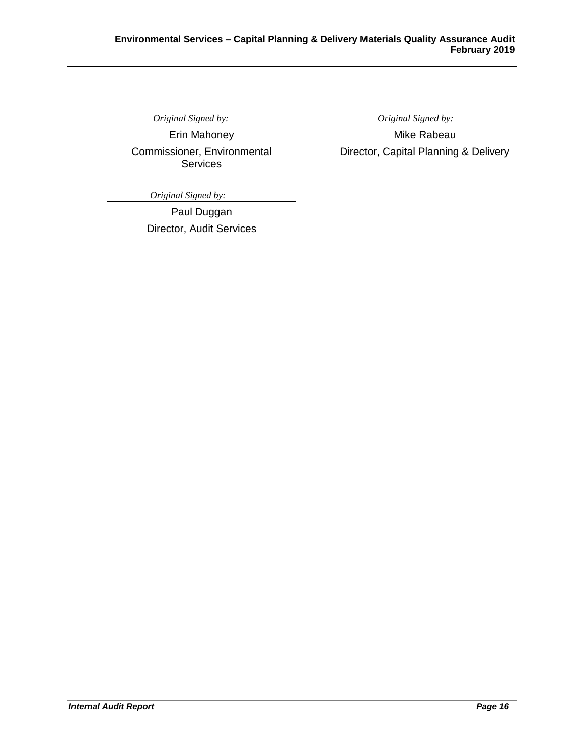*Original Signed by:*

Erin Mahoney

Commissioner, Environmental Services

*Original Signed by:*

Mike Rabeau

Director, Capital Planning & Delivery

*Original Signed by:*

Paul Duggan

Director, Audit Services